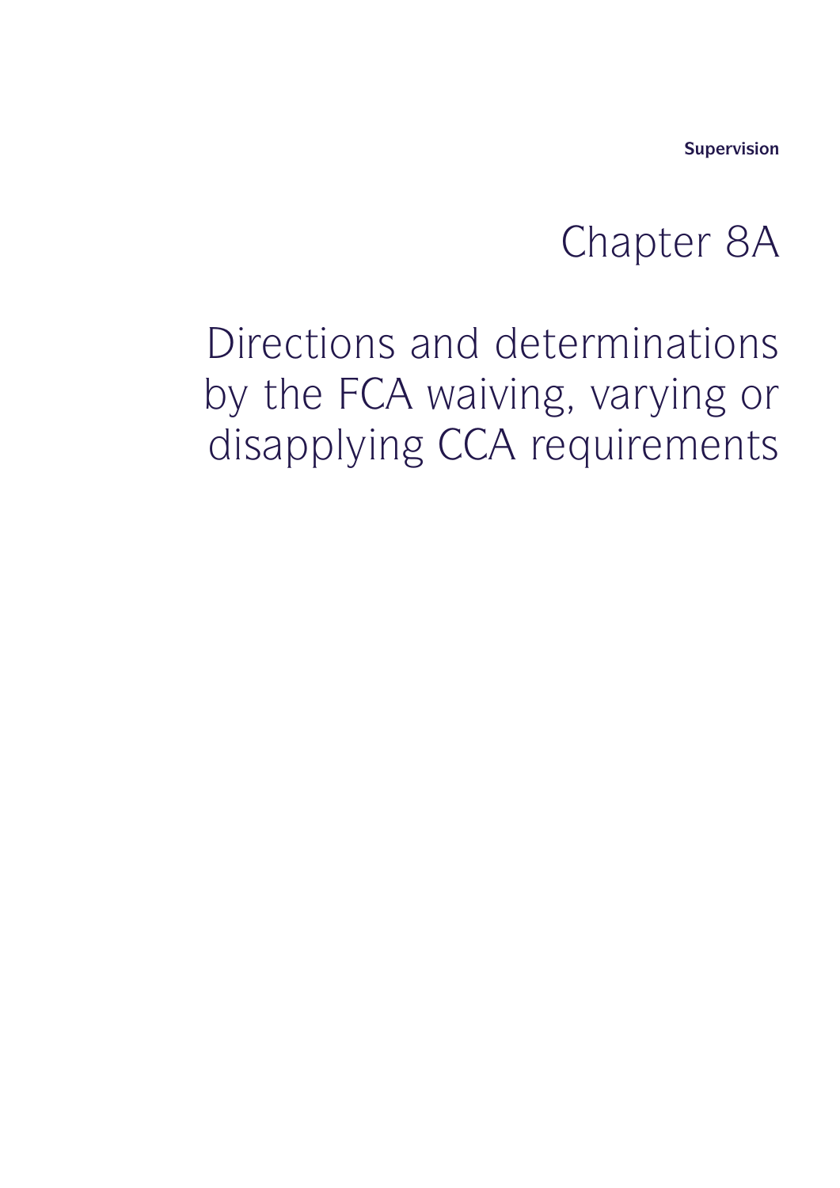Supervision

# Chapter 8A

# Directions and determinations by the FCA waiving, varying or disapplying CCA requirements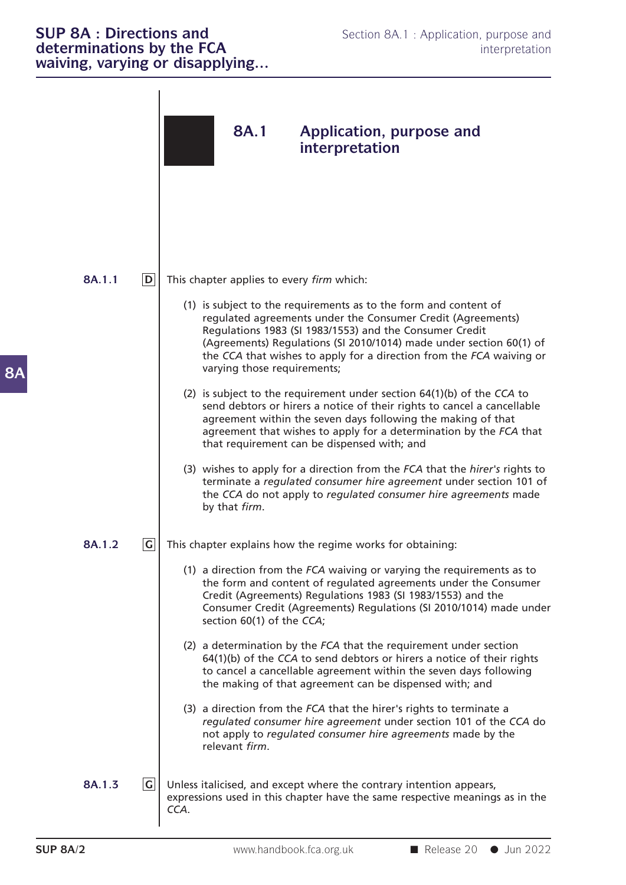# 8A.1 Application, purpose and interpretation

**8A.1.1** **D** This chapter applies to every *firm* which:

(1) is subject to the requirements as to the form and content of regulated agreements under the Consumer Credit (Agreements) Regulations 1983 (SI 1983/1553) and the Consumer Credit (Agreements) Regulations (SI 2010/1014) made under section 60(1) of the *CCA* that wishes to apply for a direction from the *FCA* waiving or varying those requirements;

(2) is subject to the requirement under section 64(1)(b) of the *CCA* to send debtors or hirers a notice of their rights to cancel a cancellable agreement within the seven days following the making of that agreement that wishes to apply for a determination by the *FCA* that that requirement can be dispensed with; and

(3) wishes to apply for a direction from the *FCA* that the *hirer's* rights to terminate a *regulated consumer hire agreement* under section 101 of the *CCA* do not apply to *regulated consumer hire agreements* made by that *firm*.

**8A.1.2** **G** This chapter explains how the regime works for obtaining:

(1) a direction from the *FCA* waiving or varying the requirements as to the form and content of regulated agreements under the Consumer Credit (Agreements) Regulations 1983 (SI 1983/1553) and the Consumer Credit (Agreements) Regulations (SI 2010/1014) made under section 60(1) of the *CCA*;

(2) a determination by the *FCA* that the requirement under section 64(1)(b) of the *CCA* to send debtors or hirers a notice of their rights to cancel a cancellable agreement within the seven days following the making of that agreement can be dispensed with; and

(3) a direction from the *FCA* that the hirer's rights to terminate a *regulated consumer hire agreement* under section 101 of the *CCA* do not apply to *regulated consumer hire agreements* made by the relevant *firm*.

**8A.1.3** **G** Unless italicised, and except where the contrary intention appears, expressions used in this chapter have the same respective meanings as in the *CCA*.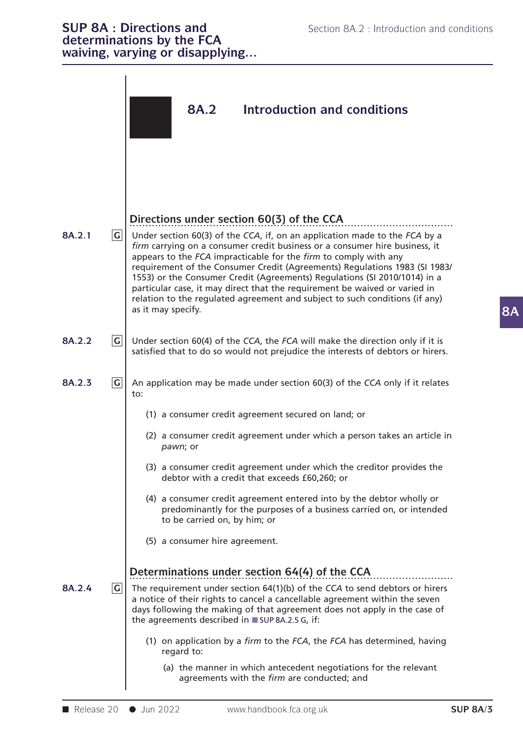## 8A.2 Introduction and conditions

### Directions under section 60(3) of the CCA

**8A.2.1** G Under section 60(3) of the *CCA*, if, on an application made to the *FCA* by a *firm* carrying on a consumer credit business or a consumer hire business, it appears to the *FCA* impracticable for the *firm* to comply with any requirement of the Consumer Credit (Agreements) Regulations 1983 (SI 1983/1553) or the Consumer Credit (Agreements) Regulations (SI 2010/1014) in a particular case, it may direct that the requirement be waived or varied in relation to the regulated agreement and subject to such conditions (if any) as it may specify.

**8A.2.2** G Under section 60(4) of the *CCA*, the *FCA* will make the direction only if it is satisfied that to do so would not prejudice the interests of debtors or hirers.

**8A.2.3** G An application may be made under section 60(3) of the *CCA* only if it relates to:

(1) a consumer credit agreement secured on land; or

(2) a consumer credit agreement under which a person takes an article in *pawn*; or

(3) a consumer credit agreement under which the creditor provides the debtor with a credit that exceeds £60,260; or

(4) a consumer credit agreement entered into by the debtor wholly or predominantly for the purposes of a business carried on, or intended to be carried on, by him; or

(5) a consumer hire agreement.

### Determinations under section 64(4) of the CCA

**8A.2.4** G The requirement under section 64(1)(b) of the *CCA* to send debtors or hirers a notice of their rights to cancel a cancellable agreement within the seven days following the making of that agreement does not apply in the case of the agreements described in SUP 8A.2.5 G, if:

(1) on application by a *firm* to the *FCA*, the *FCA* has determined, having regard to:

(a) the manner in which antecedent negotiations for the relevant agreements with the *firm* are conducted; and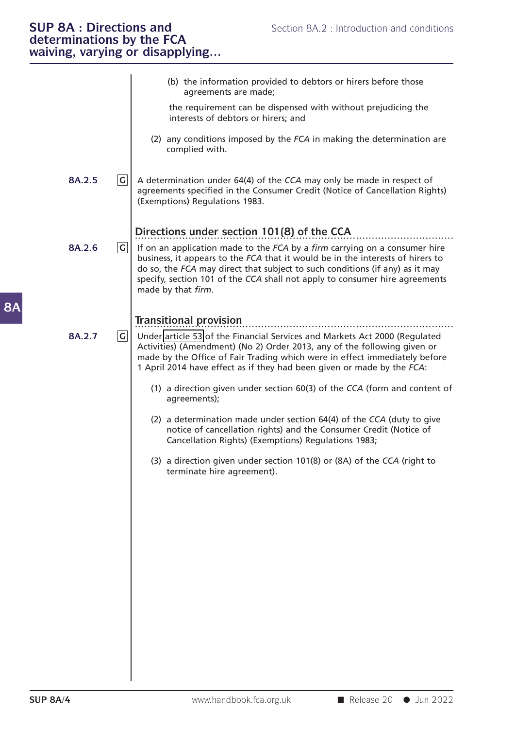(b) the information provided to debtors or hirers before those agreements are made;

the requirement can be dispensed with without prejudicing the interests of debtors or hirers; and

(2) any conditions imposed by the *FCA* in making the determination are complied with.

**8A.2.5** **G** A determination under 64(4) of the *CCA* may only be made in respect of agreements specified in the Consumer Credit (Notice of Cancellation Rights) (Exemptions) Regulations 1983.

### Directions under section 101(8) of the CCA

**8A.2.6** **G** If on an application made to the *FCA* by a *firm* carrying on a consumer hire business, it appears to the *FCA* that it would be in the interests of hirers to do so, the *FCA* may direct that subject to such conditions (if any) as it may specify, section 101 of the *CCA* shall not apply to consumer hire agreements made by that *firm*.

### Transitional provision

**8A.2.7** **G** Under article 53 of the Financial Services and Markets Act 2000 (Regulated Activities) (Amendment) (No 2) Order 2013, any of the following given or made by the Office of Fair Trading which were in effect immediately before 1 April 2014 have effect as if they had been given or made by the *FCA*:

(1) a direction given under section 60(3) of the *CCA* (form and content of agreements);

(2) a determination made under section 64(4) of the *CCA* (duty to give notice of cancellation rights) and the Consumer Credit (Notice of Cancellation Rights) (Exemptions) Regulations 1983;

(3) a direction given under section 101(8) or (8A) of the *CCA* (right to terminate hire agreement).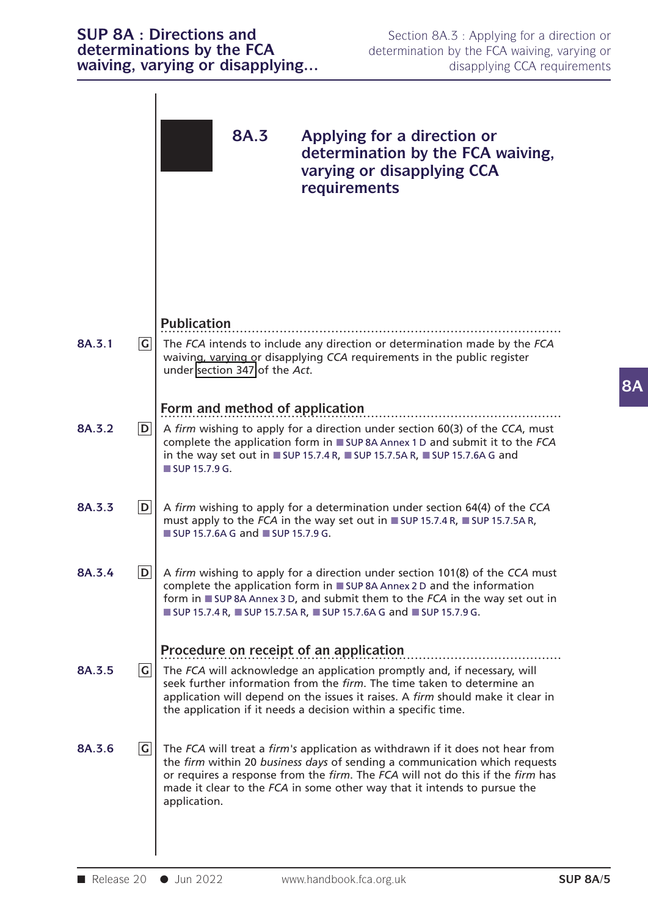## 8A.3 Applying for a direction or determination by the FCA waiving, varying or disapplying CCA requirements

### Publication

**8A.3.1** G The *FCA* intends to include any direction or determination made by the *FCA* waiving, varying or disapplying *CCA* requirements in the public register under section 347 of the *Act*.

### Form and method of application

**8A.3.2** D A *firm* wishing to apply for a direction under section 60(3) of the *CCA*, must complete the application form in SUP 8A Annex 1 D and submit it to the *FCA* in the way set out in SUP 15.7.4 R, SUP 15.7.5A R, SUP 15.7.6A G and SUP 15.7.9 G.

**8A.3.3** D A *firm* wishing to apply for a determination under section 64(4) of the *CCA* must apply to the *FCA* in the way set out in SUP 15.7.4 R, SUP 15.7.5A R, SUP 15.7.6A G and SUP 15.7.9 G.

**8A.3.4** D A *firm* wishing to apply for a direction under section 101(8) of the *CCA* must complete the application form in SUP 8A Annex 2 D and the information form in SUP 8A Annex 3 D, and submit them to the *FCA* in the way set out in SUP 15.7.4 R, SUP 15.7.5A R, SUP 15.7.6A G and SUP 15.7.9 G.

### Procedure on receipt of an application

**8A.3.5** G The *FCA* will acknowledge an application promptly and, if necessary, will seek further information from the *firm*. The time taken to determine an application will depend on the issues it raises. A *firm* should make it clear in the application if it needs a decision within a specific time.

**8A.3.6** G The *FCA* will treat a *firm's* application as withdrawn if it does not hear from the *firm* within 20 *business days* of sending a communication which requests or requires a response from the *firm*. The *FCA* will not do this if the *firm* has made it clear to the *FCA* in some other way that it intends to pursue the application.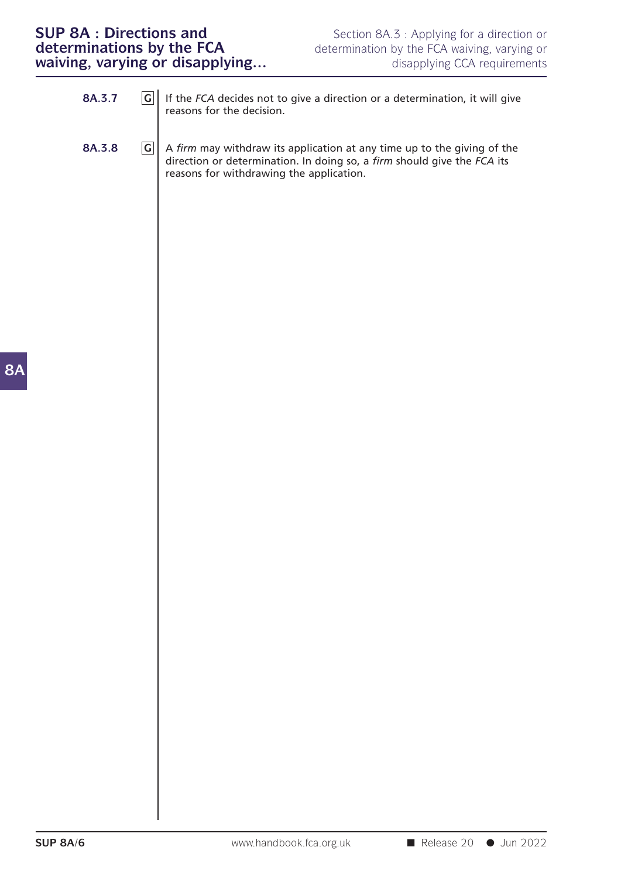**8A.3.7** G If the *FCA* decides not to give a direction or a determination, it will give reasons for the decision.

**8A.3.8** G A *firm* may withdraw its application at any time up to the giving of the direction or determination. In doing so, a *firm* should give the *FCA* its reasons for withdrawing the application.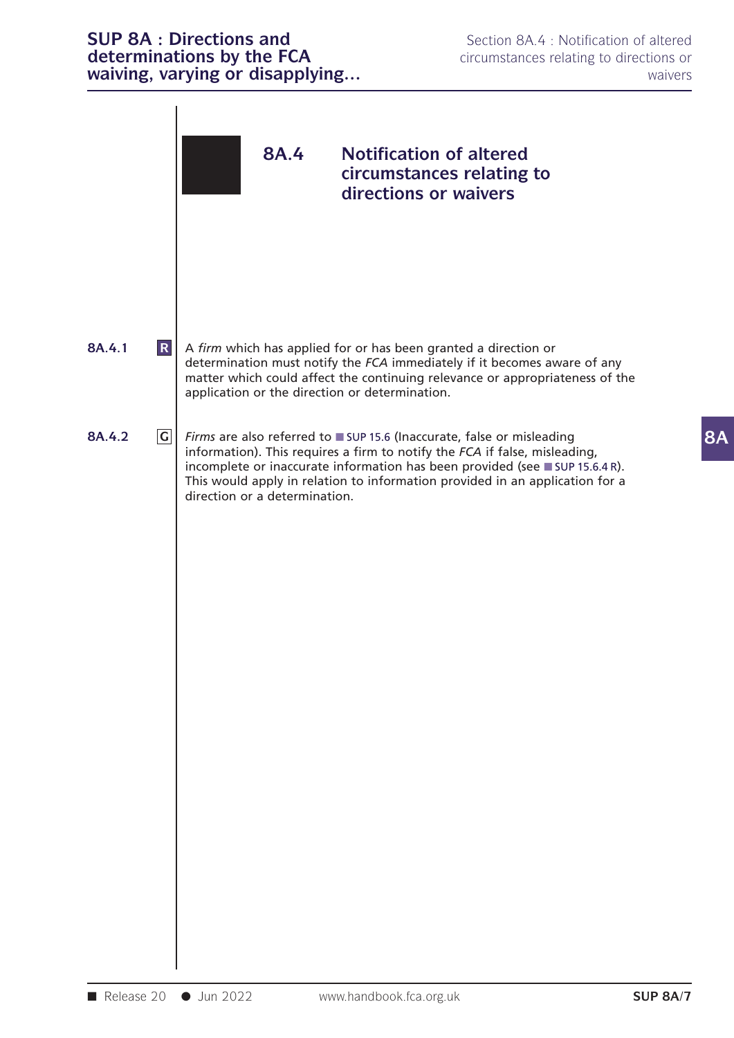## 8A.4 Notification of altered circumstances relating to directions or waivers

**8A.4.1** **R** A *firm* which has applied for or has been granted a direction or determination must notify the *FCA* immediately if it becomes aware of any matter which could affect the continuing relevance or appropriateness of the application or the direction or determination.

**8A.4.2** **G** *Firms* are also referred to SUP 15.6 (Inaccurate, false or misleading information). This requires a firm to notify the *FCA* if false, misleading, incomplete or inaccurate information has been provided (see SUP 15.6.4 R). This would apply in relation to information provided in an application for a direction or a determination.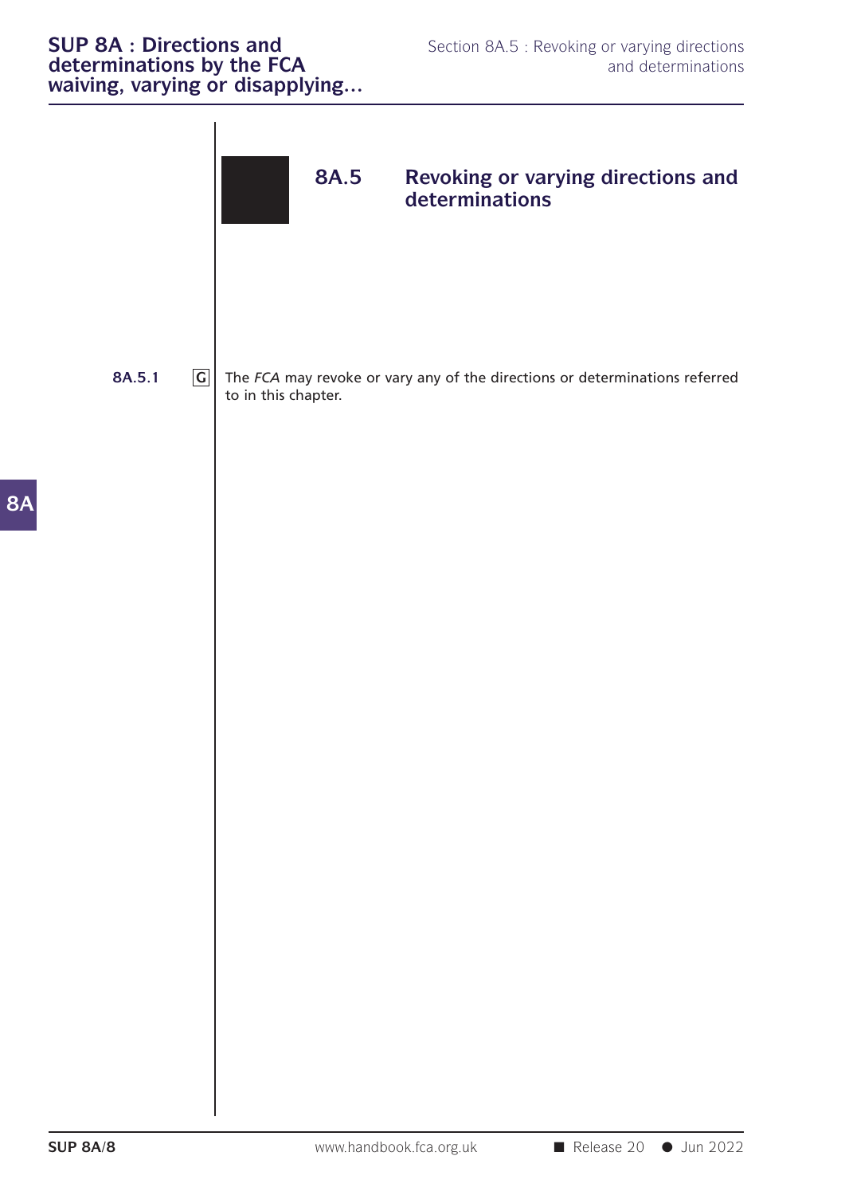## 8A.5 Revoking or varying directions and determinations

**8A.5.1** G The *FCA* may revoke or vary any of the directions or determinations referred to in this chapter.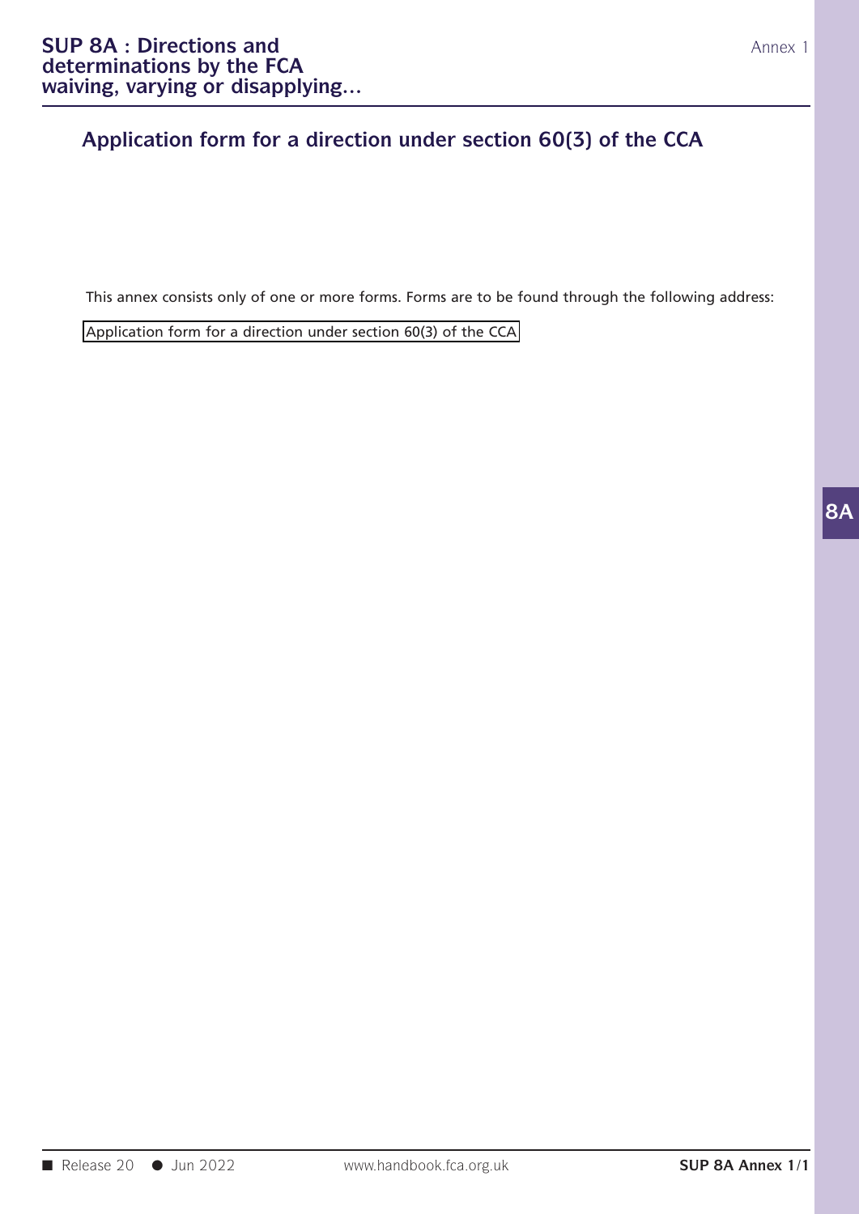## Application form for a direction under section 60(3) of the CCA

This annex consists only of one or more forms. Forms are to be found through the following address:

Application form for a direction under section 60(3) of the CCA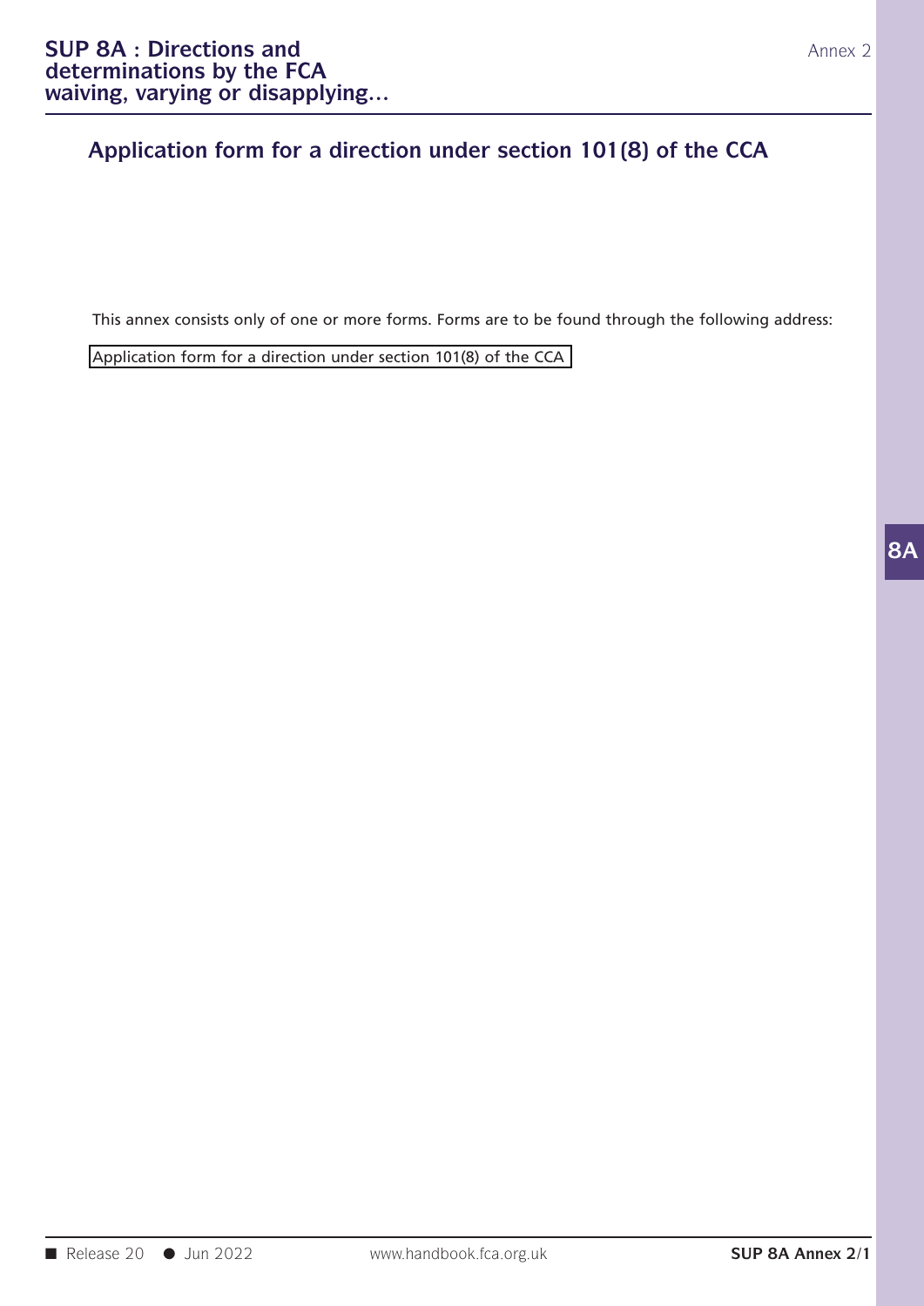## Application form for a direction under section 101(8) of the CCA

This annex consists only of one or more forms. Forms are to be found through the following address:

Application form for a direction under section 101(8) of the CCA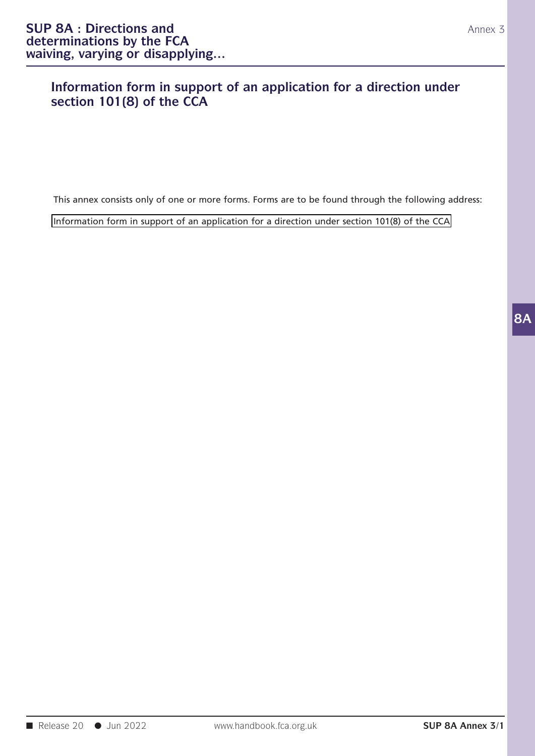## Information form in support of an application for a direction under section 101(8) of the CCA

This annex consists only of one or more forms. Forms are to be found through the following address:

Information form in support of an application for a direction under section 101(8) of the CCA